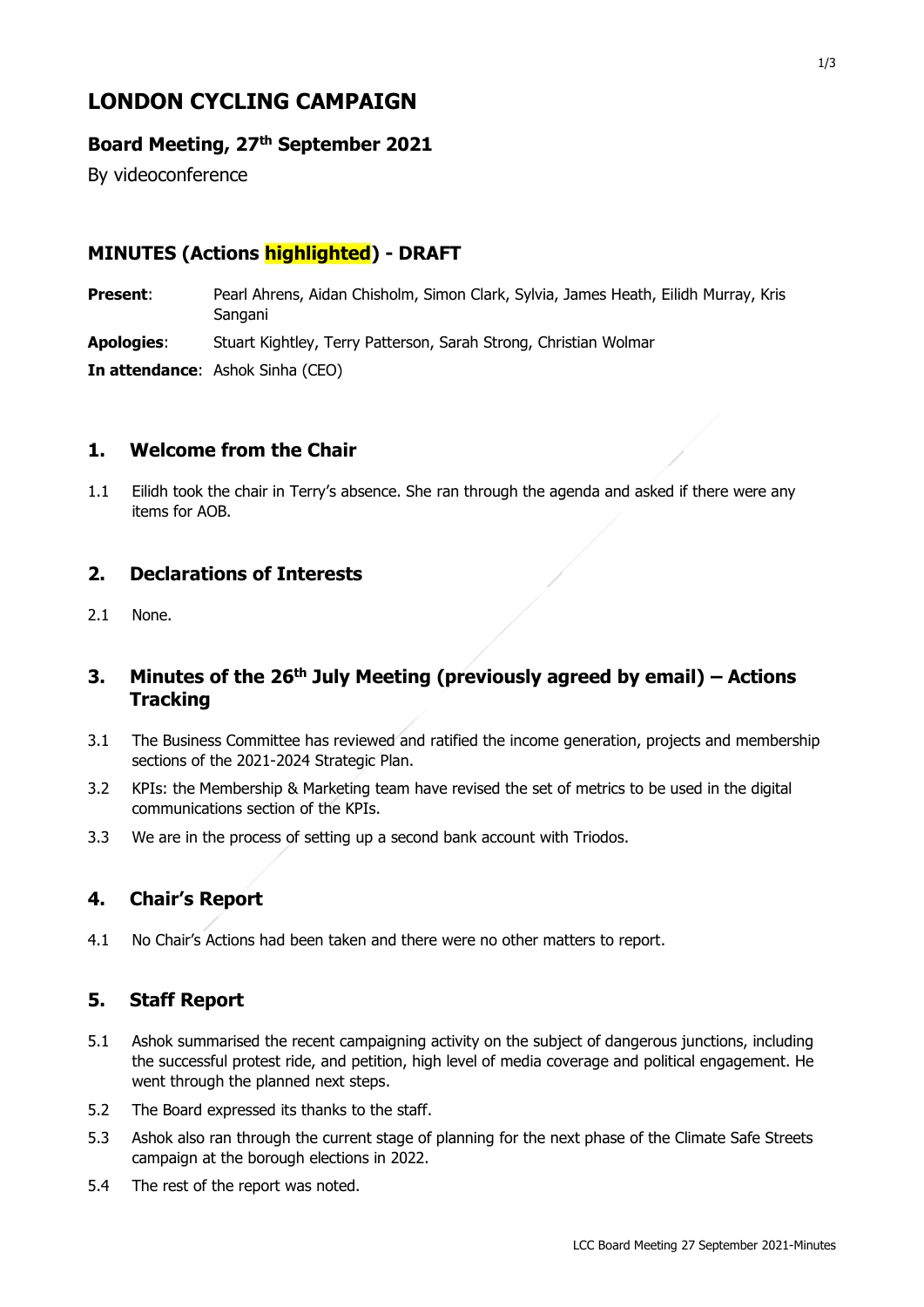# LONDON CYCLING CAMPAIGN

## Board Meeting, 27th September 2021

By videoconference

## MINUTES (Actions highlighted) - DRAFT

**Present**: Pearl Ahrens, Aidan Chisholm, Simon Clark, Sylvia, James Heath, Eilidh Murray, Kris Sangani

**Apologies**: Stuart Kightley, Terry Patterson, Sarah Strong, Christian Wolmar

**In attendance**: Ashok Sinha (CEO)

## 1. Welcome from the Chair

1.1 Eilidh took the chair in Terry's absence. She ran through the agenda and asked if there were any items for AOB.

## 2. Declarations of Interests

2.1 None.

## 3. Minutes of the 26th July Meeting (previously agreed by email) – Actions Tracking

3.1 The Business Committee has reviewed and ratified the income generation, projects and membership sections of the 2021-2024 Strategic Plan.

3.2 KPIs: the Membership & Marketing team have revised the set of metrics to be used in the digital communications section of the KPIs.

3.3 We are in the process of setting up a second bank account with Triodos.

## 4. Chair's Report

4.1 No Chair's Actions had been taken and there were no other matters to report.

## 5. Staff Report

5.1 Ashok summarised the recent campaigning activity on the subject of dangerous junctions, including the successful protest ride, and petition, high level of media coverage and political engagement. He went through the planned next steps.

5.2 The Board expressed its thanks to the staff.

5.3 Ashok also ran through the current stage of planning for the next phase of the Climate Safe Streets campaign at the borough elections in 2022.

5.4 The rest of the report was noted.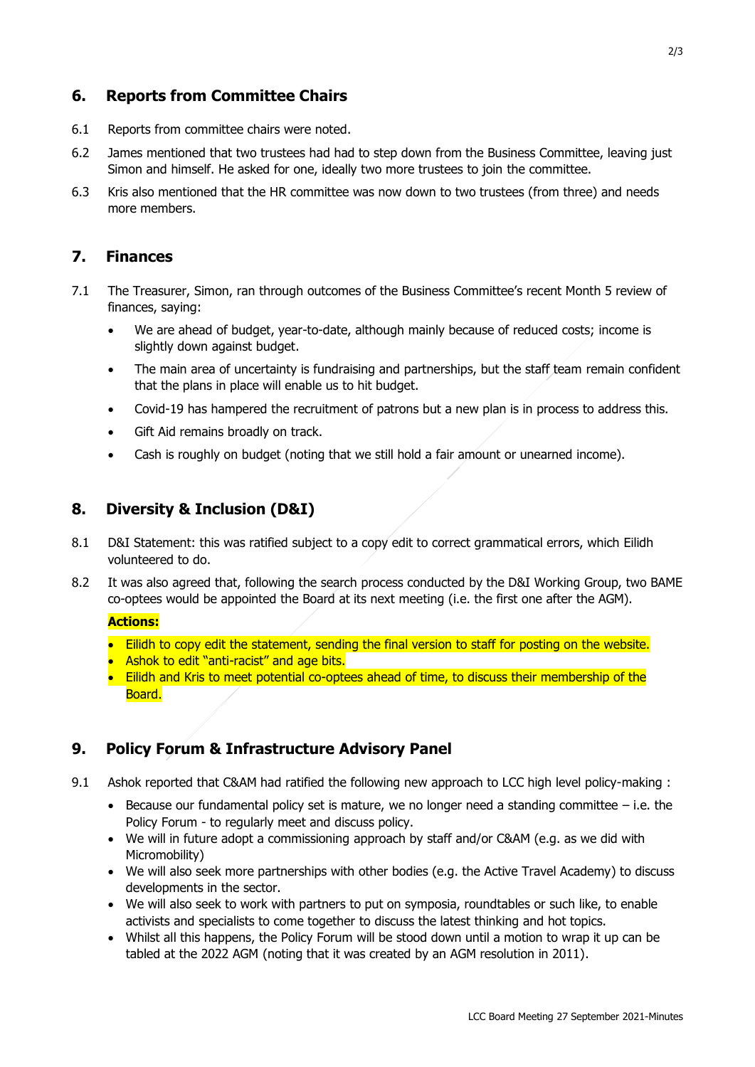## 6. Reports from Committee Chairs

6.1 Reports from committee chairs were noted.

6.2 James mentioned that two trustees had had to step down from the Business Committee, leaving just Simon and himself. He asked for one, ideally two more trustees to join the committee.

6.3 Kris also mentioned that the HR committee was now down to two trustees (from three) and needs more members.

## 7. Finances

7.1 The Treasurer, Simon, ran through outcomes of the Business Committee's recent Month 5 review of finances, saying:

- We are ahead of budget, year-to-date, although mainly because of reduced costs; income is slightly down against budget.
- The main area of uncertainty is fundraising and partnerships, but the staff team remain confident that the plans in place will enable us to hit budget.
- Covid-19 has hampered the recruitment of patrons but a new plan is in process to address this.
- Gift Aid remains broadly on track.
- Cash is roughly on budget (noting that we still hold a fair amount or unearned income).

## 8. Diversity & Inclusion (D&I)

8.1 D&I Statement: this was ratified subject to a copy edit to correct grammatical errors, which Eilidh volunteered to do.

8.2 It was also agreed that, following the search process conducted by the D&I Working Group, two BAME co-optees would be appointed the Board at its next meeting (i.e. the first one after the AGM).

**Actions:**

- Eilidh to copy edit the statement, sending the final version to staff for posting on the website.
- Ashok to edit "anti-racist" and age bits.
- Eilidh and Kris to meet potential co-optees ahead of time, to discuss their membership of the Board.

## 9. Policy Forum & Infrastructure Advisory Panel

9.1 Ashok reported that C&AM had ratified the following new approach to LCC high level policy-making :

- Because our fundamental policy set is mature, we no longer need a standing committee – i.e. the Policy Forum - to regularly meet and discuss policy.
- We will in future adopt a commissioning approach by staff and/or C&AM (e.g. as we did with Micromobility)
- We will also seek more partnerships with other bodies (e.g. the Active Travel Academy) to discuss developments in the sector.
- We will also seek to work with partners to put on symposia, roundtables or such like, to enable activists and specialists to come together to discuss the latest thinking and hot topics.
- Whilst all this happens, the Policy Forum will be stood down until a motion to wrap it up can be tabled at the 2022 AGM (noting that it was created by an AGM resolution in 2011).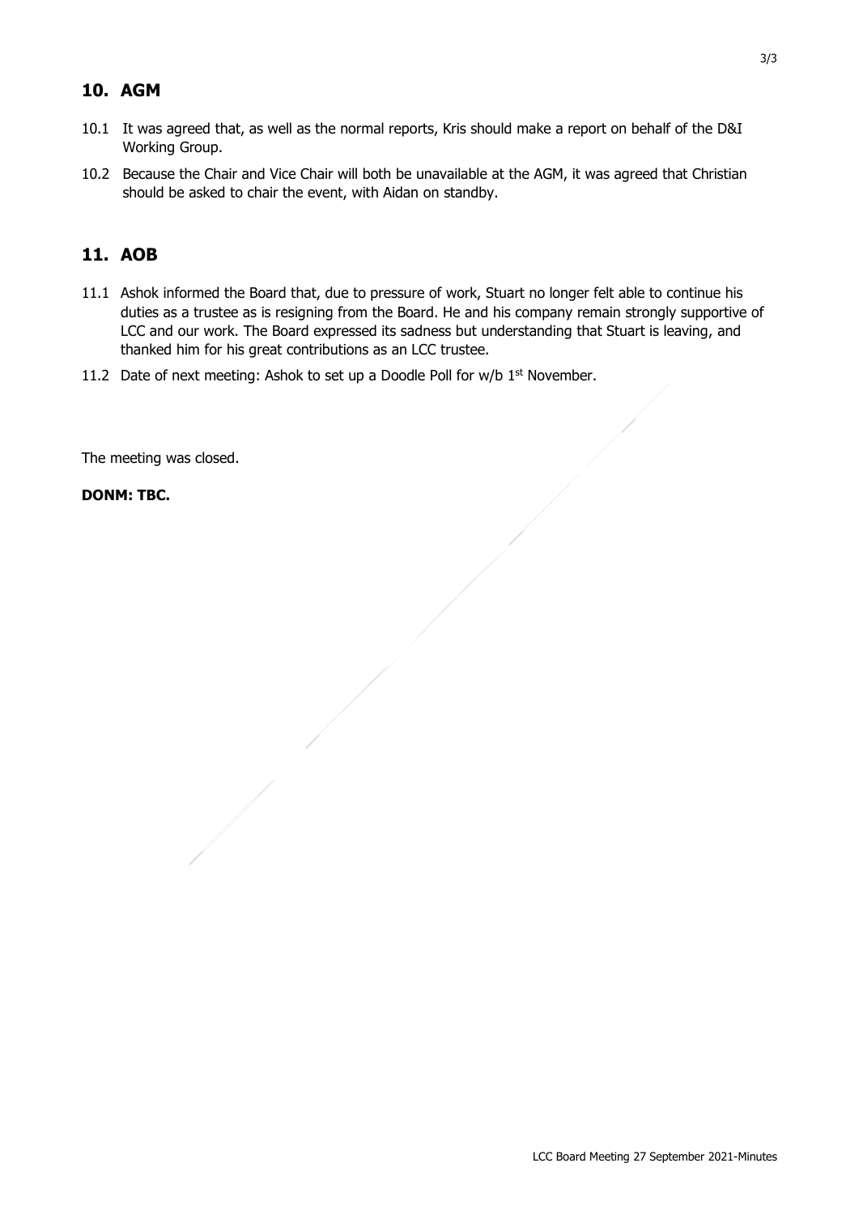## 10. AGM

10.1 It was agreed that, as well as the normal reports, Kris should make a report on behalf of the D&I Working Group.

10.2 Because the Chair and Vice Chair will both be unavailable at the AGM, it was agreed that Christian should be asked to chair the event, with Aidan on standby.

## 11. AOB

11.1 Ashok informed the Board that, due to pressure of work, Stuart no longer felt able to continue his duties as a trustee as is resigning from the Board. He and his company remain strongly supportive of LCC and our work. The Board expressed its sadness but understanding that Stuart is leaving, and thanked him for his great contributions as an LCC trustee.

11.2 Date of next meeting: Ashok to set up a Doodle Poll for w/b 1st November.

The meeting was closed.

**DONM: TBC.**